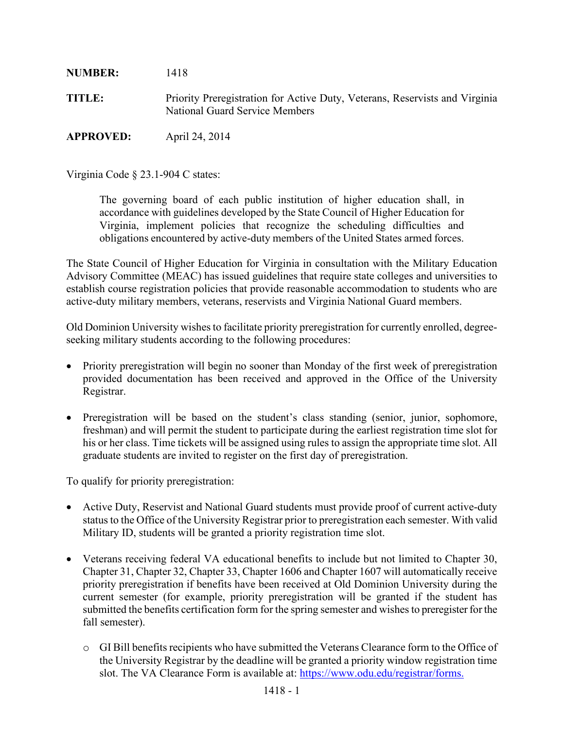**NUMBER:** 1418

**TITLE:** Priority Preregistration for Active Duty, Veterans, Reservists and Virginia National Guard Service Members

**APPROVED:** April 24, 2014

Virginia Code § 23.1-904 C states:

> The governing board of each public institution of higher education shall, in accordance with guidelines developed by the State Council of Higher Education for Virginia, implement policies that recognize the scheduling difficulties and obligations encountered by active-duty members of the United States armed forces.

The State Council of Higher Education for Virginia in consultation with the Military Education Advisory Committee (MEAC) has issued guidelines that require state colleges and universities to establish course registration policies that provide reasonable accommodation to students who are active-duty military members, veterans, reservists and Virginia National Guard members.

Old Dominion University wishes to facilitate priority preregistration for currently enrolled, degree-seeking military students according to the following procedures:

- Priority preregistration will begin no sooner than Monday of the first week of preregistration provided documentation has been received and approved in the Office of the University Registrar.
- Preregistration will be based on the student's class standing (senior, junior, sophomore, freshman) and will permit the student to participate during the earliest registration time slot for his or her class. Time tickets will be assigned using rules to assign the appropriate time slot. All graduate students are invited to register on the first day of preregistration.

To qualify for priority preregistration:

- Active Duty, Reservist and National Guard students must provide proof of current active-duty status to the Office of the University Registrar prior to preregistration each semester. With valid Military ID, students will be granted a priority registration time slot.
- Veterans receiving federal VA educational benefits to include but not limited to Chapter 30, Chapter 31, Chapter 32, Chapter 33, Chapter 1606 and Chapter 1607 will automatically receive priority preregistration if benefits have been received at Old Dominion University during the current semester (for example, priority preregistration will be granted if the student has submitted the benefits certification form for the spring semester and wishes to preregister for the fall semester).
  - GI Bill benefits recipients who have submitted the Veterans Clearance form to the Office of the University Registrar by the deadline will be granted a priority window registration time slot. The VA Clearance Form is available at: https://www.odu.edu/registrar/forms.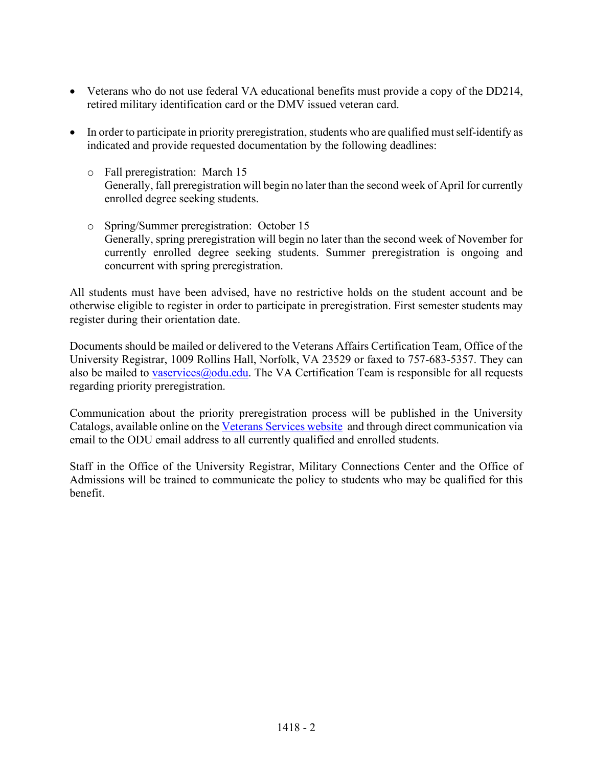- Veterans who do not use federal VA educational benefits must provide a copy of the DD214, retired military identification card or the DMV issued veteran card.

- In order to participate in priority preregistration, students who are qualified must self-identify as indicated and provide requested documentation by the following deadlines:

  - Fall preregistration: March 15
    Generally, fall preregistration will begin no later than the second week of April for currently enrolled degree seeking students.

  - Spring/Summer preregistration: October 15
    Generally, spring preregistration will begin no later than the second week of November for currently enrolled degree seeking students. Summer preregistration is ongoing and concurrent with spring preregistration.

All students must have been advised, have no restrictive holds on the student account and be otherwise eligible to register in order to participate in preregistration. First semester students may register during their orientation date.

Documents should be mailed or delivered to the Veterans Affairs Certification Team, Office of the University Registrar, 1009 Rollins Hall, Norfolk, VA 23529 or faxed to 757-683-5357. They can also be mailed to vaservices@odu.edu. The VA Certification Team is responsible for all requests regarding priority preregistration.

Communication about the priority preregistration process will be published in the University Catalogs, available online on the Veterans Services website and through direct communication via email to the ODU email address to all currently qualified and enrolled students.

Staff in the Office of the University Registrar, Military Connections Center and the Office of Admissions will be trained to communicate the policy to students who may be qualified for this benefit.